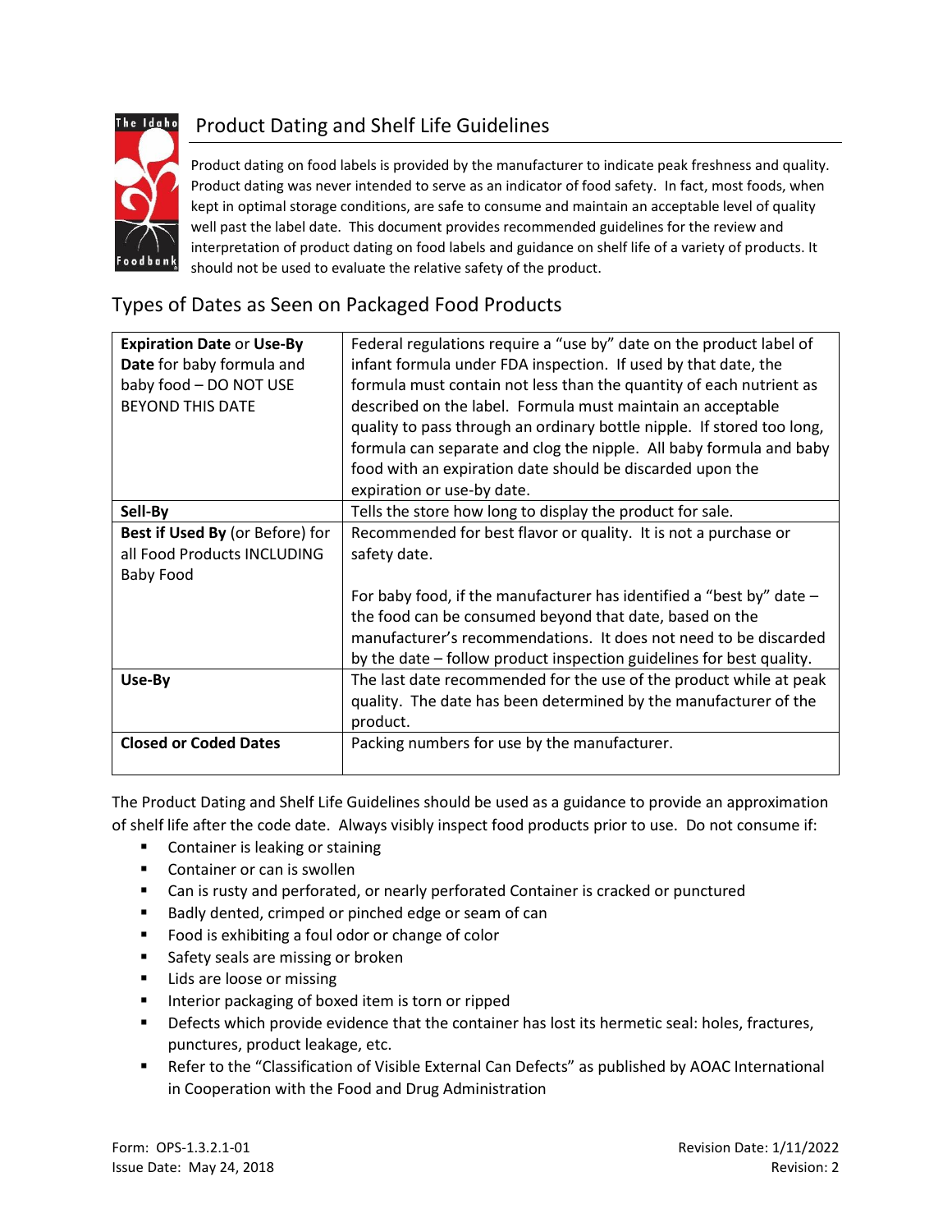# Product Dating and Shelf Life Guidelines

Product dating on food labels is provided by the manufacturer to indicate peak freshness and quality. Product dating was never intended to serve as an indicator of food safety. In fact, most foods, when kept in optimal storage conditions, are safe to consume and maintain an acceptable level of quality well past the label date. This document provides recommended guidelines for the review and interpretation of product dating on food labels and guidance on shelf life of a variety of products. It should not be used to evaluate the relative safety of the product.

## Types of Dates as Seen on Packaged Food Products

| | |
|---|---|
| **Expiration Date** or **Use-By Date** for baby formula and baby food – DO NOT USE BEYOND THIS DATE | Federal regulations require a "use by" date on the product label of infant formula under FDA inspection. If used by that date, the formula must contain not less than the quantity of each nutrient as described on the label. Formula must maintain an acceptable quality to pass through an ordinary bottle nipple. If stored too long, formula can separate and clog the nipple. All baby formula and baby food with an expiration date should be discarded upon the expiration or use-by date. |
| **Sell-By** | Tells the store how long to display the product for sale. |
| **Best if Used By** (or Before) for all Food Products INCLUDING Baby Food | Recommended for best flavor or quality. It is not a purchase or safety date.<br><br>For baby food, if the manufacturer has identified a "best by" date – the food can be consumed beyond that date, based on the manufacturer's recommendations. It does not need to be discarded by the date – follow product inspection guidelines for best quality. |
| **Use-By** | The last date recommended for the use of the product while at peak quality. The date has been determined by the manufacturer of the product. |
| **Closed or Coded Dates** | Packing numbers for use by the manufacturer. |

The Product Dating and Shelf Life Guidelines should be used as a guidance to provide an approximation of shelf life after the code date. Always visibly inspect food products prior to use. Do not consume if:

- Container is leaking or staining
- Container or can is swollen
- Can is rusty and perforated, or nearly perforated Container is cracked or punctured
- Badly dented, crimped or pinched edge or seam of can
- Food is exhibiting a foul odor or change of color
- Safety seals are missing or broken
- Lids are loose or missing
- Interior packaging of boxed item is torn or ripped
- Defects which provide evidence that the container has lost its hermetic seal: holes, fractures, punctures, product leakage, etc.
- Refer to the "Classification of Visible External Can Defects" as published by AOAC International in Cooperation with the Food and Drug Administration

Form: OPS-1.3.2.1-01
Issue Date: May 24, 2018

Revision Date: 1/11/2022
Revision: 2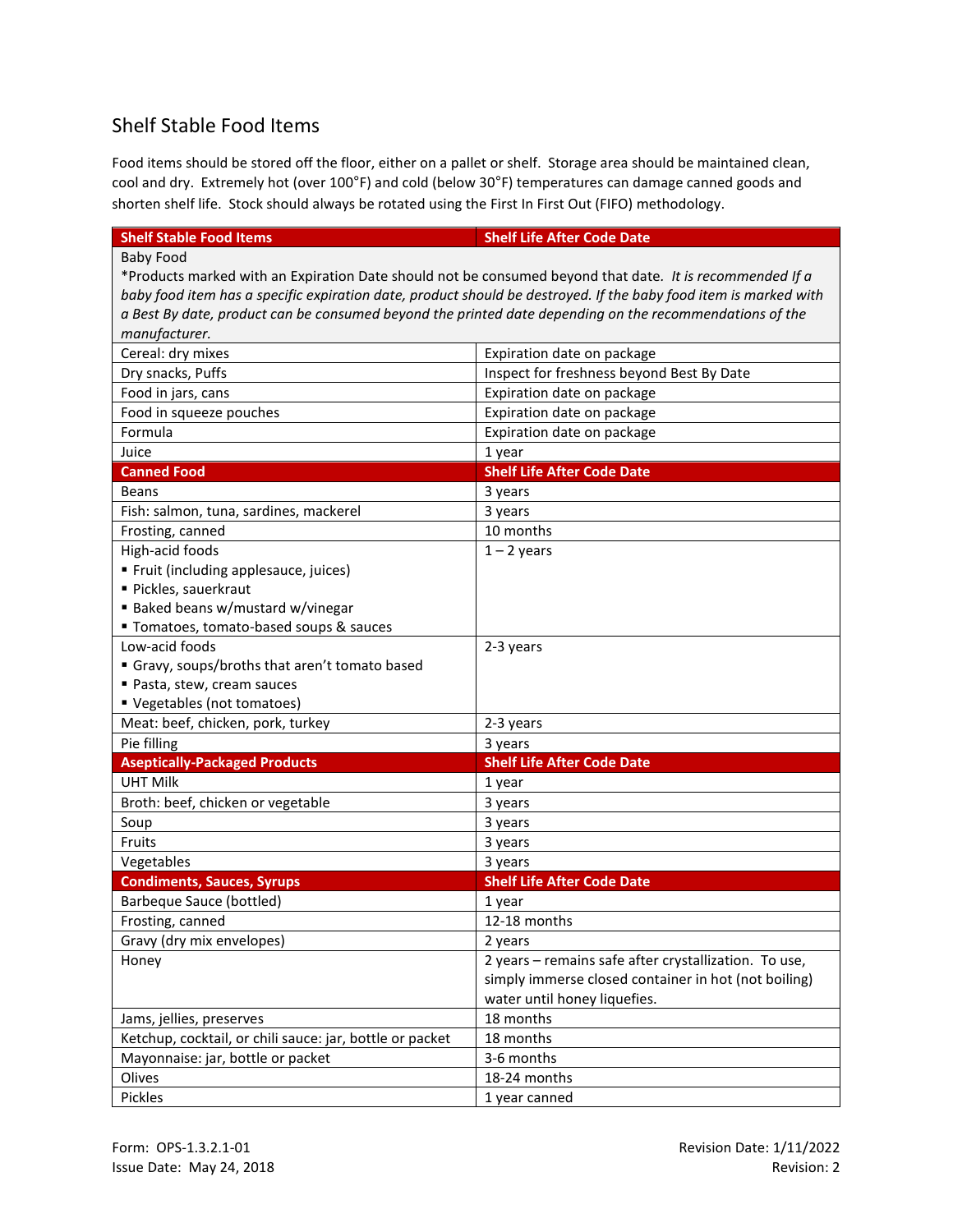## Shelf Stable Food Items

Food items should be stored off the floor, either on a pallet or shelf. Storage area should be maintained clean, cool and dry. Extremely hot (over 100°F) and cold (below 30°F) temperatures can damage canned goods and shorten shelf life. Stock should always be rotated using the First In First Out (FIFO) methodology.

| Shelf Stable Food Items | Shelf Life After Code Date |
|---|---|
| Baby Food<br>*Products marked with an Expiration Date should not be consumed beyond that date. *It is recommended If a baby food item has a specific expiration date, product should be destroyed. If the baby food item is marked with a Best By date, product can be consumed beyond the printed date depending on the recommendations of the manufacturer.* | |
| Cereal: dry mixes | Expiration date on package |
| Dry snacks, Puffs | Inspect for freshness beyond Best By Date |
| Food in jars, cans | Expiration date on package |
| Food in squeeze pouches | Expiration date on package |
| Formula | Expiration date on package |
| Juice | 1 year |
| **Canned Food** | **Shelf Life After Code Date** |
| Beans | 3 years |
| Fish: salmon, tuna, sardines, mackerel | 3 years |
| Frosting, canned | 10 months |
| High-acid foods<br>▪ Fruit (including applesauce, juices)<br>▪ Pickles, sauerkraut<br>▪ Baked beans w/mustard w/vinegar<br>▪ Tomatoes, tomato-based soups & sauces | 1 – 2 years |
| Low-acid foods<br>▪ Gravy, soups/broths that aren't tomato based<br>▪ Pasta, stew, cream sauces<br>▪ Vegetables (not tomatoes) | 2-3 years |
| Meat: beef, chicken, pork, turkey | 2-3 years |
| Pie filling | 3 years |
| **Aseptically-Packaged Products** | **Shelf Life After Code Date** |
| UHT Milk | 1 year |
| Broth: beef, chicken or vegetable | 3 years |
| Soup | 3 years |
| Fruits | 3 years |
| Vegetables | 3 years |
| **Condiments, Sauces, Syrups** | **Shelf Life After Code Date** |
| Barbeque Sauce (bottled) | 1 year |
| Frosting, canned | 12-18 months |
| Gravy (dry mix envelopes) | 2 years |
| Honey | 2 years – remains safe after crystallization. To use, simply immerse closed container in hot (not boiling) water until honey liquefies. |
| Jams, jellies, preserves | 18 months |
| Ketchup, cocktail, or chili sauce: jar, bottle or packet | 18 months |
| Mayonnaise: jar, bottle or packet | 3-6 months |
| Olives | 18-24 months |
| Pickles | 1 year canned |

Form: OPS-1.3.2.1-01
Issue Date: May 24, 2018

Revision Date: 1/11/2022
Revision: 2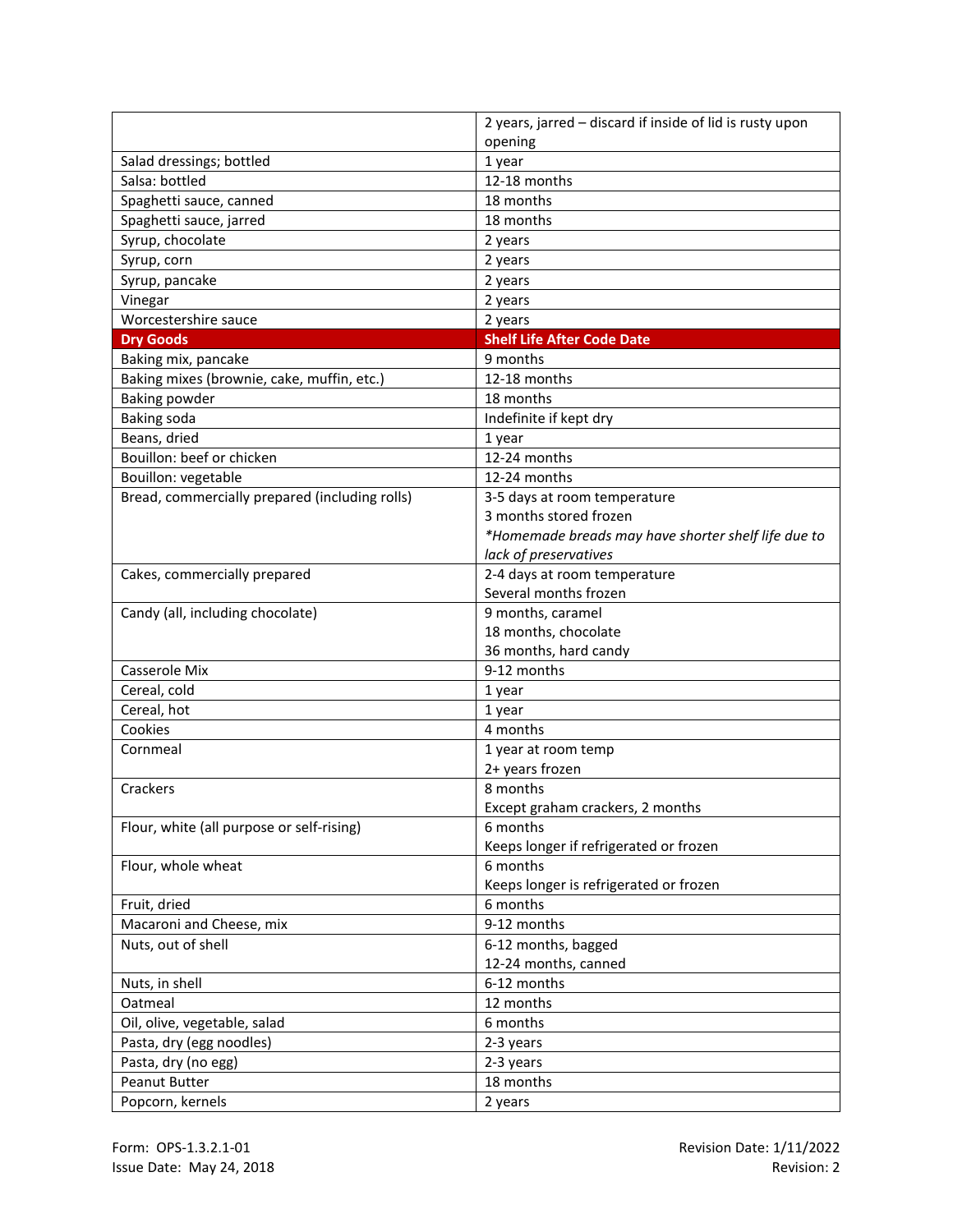| | |
|---|---|
| | 2 years, jarred – discard if inside of lid is rusty upon opening |
| Salad dressings; bottled | 1 year |
| Salsa: bottled | 12-18 months |
| Spaghetti sauce, canned | 18 months |
| Spaghetti sauce, jarred | 18 months |
| Syrup, chocolate | 2 years |
| Syrup, corn | 2 years |
| Syrup, pancake | 2 years |
| Vinegar | 2 years |
| Worcestershire sauce | 2 years |
| **Dry Goods** | **Shelf Life After Code Date** |
| Baking mix, pancake | 9 months |
| Baking mixes (brownie, cake, muffin, etc.) | 12-18 months |
| Baking powder | 18 months |
| Baking soda | Indefinite if kept dry |
| Beans, dried | 1 year |
| Bouillon: beef or chicken | 12-24 months |
| Bouillon: vegetable | 12-24 months |
| Bread, commercially prepared (including rolls) | 3-5 days at room temperature<br>3 months stored frozen<br>*\*Homemade breads may have shorter shelf life due to lack of preservatives* |
| Cakes, commercially prepared | 2-4 days at room temperature<br>Several months frozen |
| Candy (all, including chocolate) | 9 months, caramel<br>18 months, chocolate<br>36 months, hard candy |
| Casserole Mix | 9-12 months |
| Cereal, cold | 1 year |
| Cereal, hot | 1 year |
| Cookies | 4 months |
| Cornmeal | 1 year at room temp<br>2+ years frozen |
| Crackers | 8 months<br>Except graham crackers, 2 months |
| Flour, white (all purpose or self-rising) | 6 months<br>Keeps longer if refrigerated or frozen |
| Flour, whole wheat | 6 months<br>Keeps longer is refrigerated or frozen |
| Fruit, dried | 6 months |
| Macaroni and Cheese, mix | 9-12 months |
| Nuts, out of shell | 6-12 months, bagged<br>12-24 months, canned |
| Nuts, in shell | 6-12 months |
| Oatmeal | 12 months |
| Oil, olive, vegetable, salad | 6 months |
| Pasta, dry (egg noodles) | 2-3 years |
| Pasta, dry (no egg) | 2-3 years |
| Peanut Butter | 18 months |
| Popcorn, kernels | 2 years |

Form: OPS-1.3.2.1-01
Issue Date: May 24, 2018

Revision Date: 1/11/2022
Revision: 2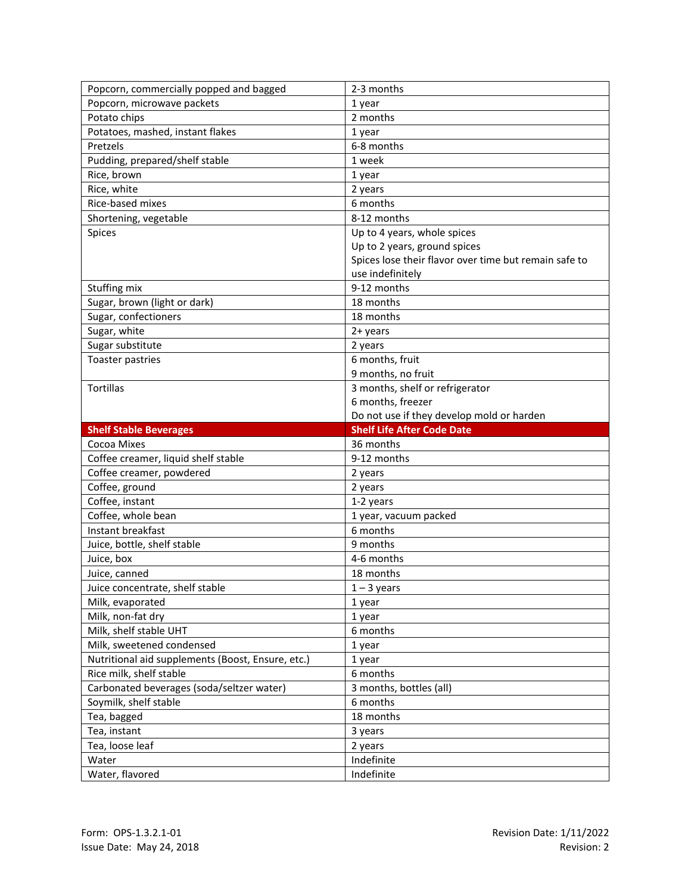| | |
|---|---|
| Popcorn, commercially popped and bagged | 2-3 months |
| Popcorn, microwave packets | 1 year |
| Potato chips | 2 months |
| Potatoes, mashed, instant flakes | 1 year |
| Pretzels | 6-8 months |
| Pudding, prepared/shelf stable | 1 week |
| Rice, brown | 1 year |
| Rice, white | 2 years |
| Rice-based mixes | 6 months |
| Shortening, vegetable | 8-12 months |
| Spices | Up to 4 years, whole spices<br>Up to 2 years, ground spices<br>Spices lose their flavor over time but remain safe to use indefinitely |
| Stuffing mix | 9-12 months |
| Sugar, brown (light or dark) | 18 months |
| Sugar, confectioners | 18 months |
| Sugar, white | 2+ years |
| Sugar substitute | 2 years |
| Toaster pastries | 6 months, fruit<br>9 months, no fruit |
| Tortillas | 3 months, shelf or refrigerator<br>6 months, freezer<br>Do not use if they develop mold or harden |
| **Shelf Stable Beverages** | **Shelf Life After Code Date** |
| Cocoa Mixes | 36 months |
| Coffee creamer, liquid shelf stable | 9-12 months |
| Coffee creamer, powdered | 2 years |
| Coffee, ground | 2 years |
| Coffee, instant | 1-2 years |
| Coffee, whole bean | 1 year, vacuum packed |
| Instant breakfast | 6 months |
| Juice, bottle, shelf stable | 9 months |
| Juice, box | 4-6 months |
| Juice, canned | 18 months |
| Juice concentrate, shelf stable | 1 – 3 years |
| Milk, evaporated | 1 year |
| Milk, non-fat dry | 1 year |
| Milk, shelf stable UHT | 6 months |
| Milk, sweetened condensed | 1 year |
| Nutritional aid supplements (Boost, Ensure, etc.) | 1 year |
| Rice milk, shelf stable | 6 months |
| Carbonated beverages (soda/seltzer water) | 3 months, bottles (all) |
| Soymilk, shelf stable | 6 months |
| Tea, bagged | 18 months |
| Tea, instant | 3 years |
| Tea, loose leaf | 2 years |
| Water | Indefinite |
| Water, flavored | Indefinite |

Form: OPS-1.3.2.1-01
Issue Date: May 24, 2018

Revision Date: 1/11/2022
Revision: 2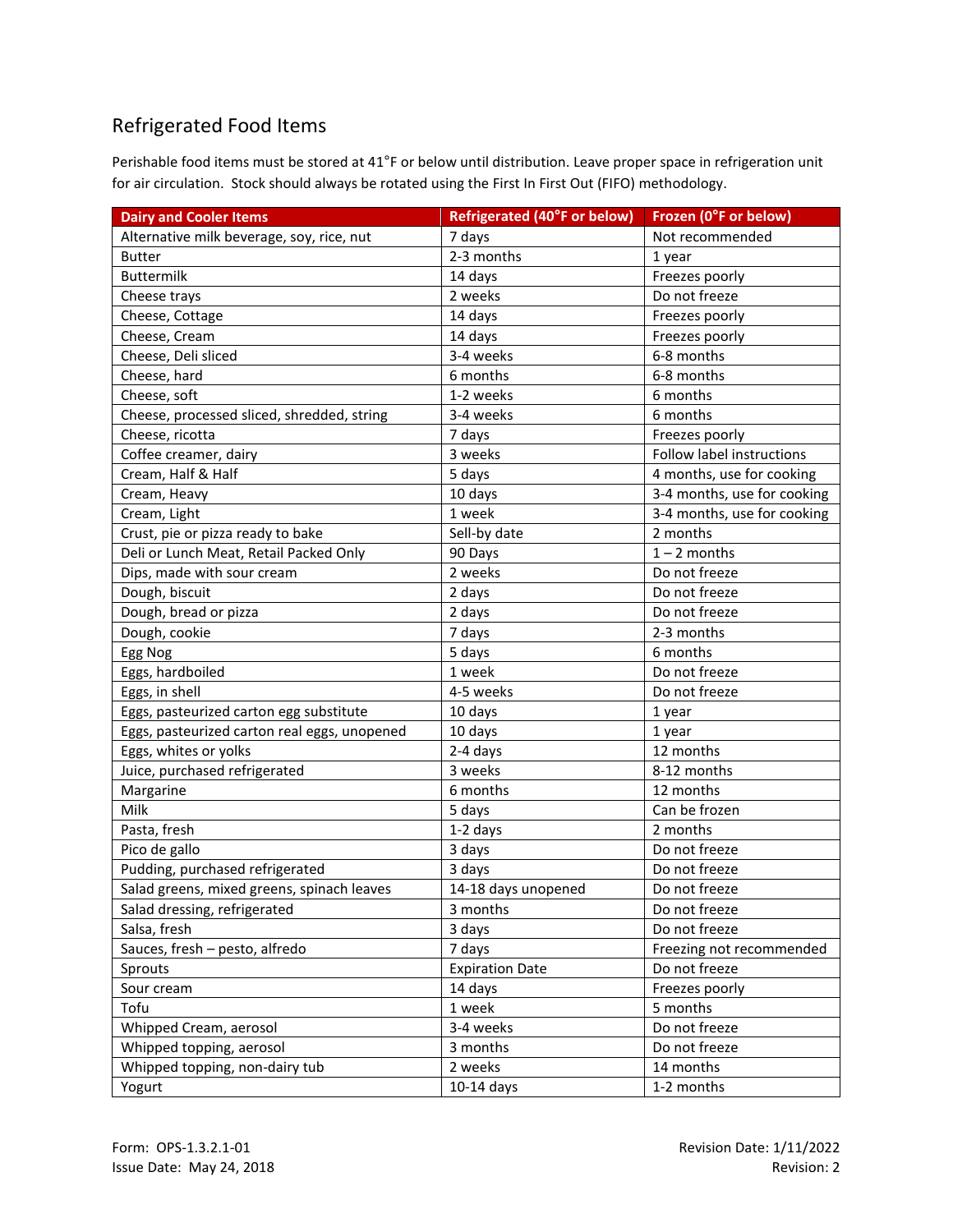## Refrigerated Food Items

Perishable food items must be stored at 41˚F or below until distribution. Leave proper space in refrigeration unit for air circulation. Stock should always be rotated using the First In First Out (FIFO) methodology.

| Dairy and Cooler Items | Refrigerated (40°F or below) | Frozen (0°F or below) |
|---|---|---|
| Alternative milk beverage, soy, rice, nut | 7 days | Not recommended |
| Butter | 2-3 months | 1 year |
| Buttermilk | 14 days | Freezes poorly |
| Cheese trays | 2 weeks | Do not freeze |
| Cheese, Cottage | 14 days | Freezes poorly |
| Cheese, Cream | 14 days | Freezes poorly |
| Cheese, Deli sliced | 3-4 weeks | 6-8 months |
| Cheese, hard | 6 months | 6-8 months |
| Cheese, soft | 1-2 weeks | 6 months |
| Cheese, processed sliced, shredded, string | 3-4 weeks | 6 months |
| Cheese, ricotta | 7 days | Freezes poorly |
| Coffee creamer, dairy | 3 weeks | Follow label instructions |
| Cream, Half & Half | 5 days | 4 months, use for cooking |
| Cream, Heavy | 10 days | 3-4 months, use for cooking |
| Cream, Light | 1 week | 3-4 months, use for cooking |
| Crust, pie or pizza ready to bake | Sell-by date | 2 months |
| Deli or Lunch Meat, Retail Packed Only | 90 Days | 1 – 2 months |
| Dips, made with sour cream | 2 weeks | Do not freeze |
| Dough, biscuit | 2 days | Do not freeze |
| Dough, bread or pizza | 2 days | Do not freeze |
| Dough, cookie | 7 days | 2-3 months |
| Egg Nog | 5 days | 6 months |
| Eggs, hardboiled | 1 week | Do not freeze |
| Eggs, in shell | 4-5 weeks | Do not freeze |
| Eggs, pasteurized carton egg substitute | 10 days | 1 year |
| Eggs, pasteurized carton real eggs, unopened | 10 days | 1 year |
| Eggs, whites or yolks | 2-4 days | 12 months |
| Juice, purchased refrigerated | 3 weeks | 8-12 months |
| Margarine | 6 months | 12 months |
| Milk | 5 days | Can be frozen |
| Pasta, fresh | 1-2 days | 2 months |
| Pico de gallo | 3 days | Do not freeze |
| Pudding, purchased refrigerated | 3 days | Do not freeze |
| Salad greens, mixed greens, spinach leaves | 14-18 days unopened | Do not freeze |
| Salad dressing, refrigerated | 3 months | Do not freeze |
| Salsa, fresh | 3 days | Do not freeze |
| Sauces, fresh – pesto, alfredo | 7 days | Freezing not recommended |
| Sprouts | Expiration Date | Do not freeze |
| Sour cream | 14 days | Freezes poorly |
| Tofu | 1 week | 5 months |
| Whipped Cream, aerosol | 3-4 weeks | Do not freeze |
| Whipped topping, aerosol | 3 months | Do not freeze |
| Whipped topping, non-dairy tub | 2 weeks | 14 months |
| Yogurt | 10-14 days | 1-2 months |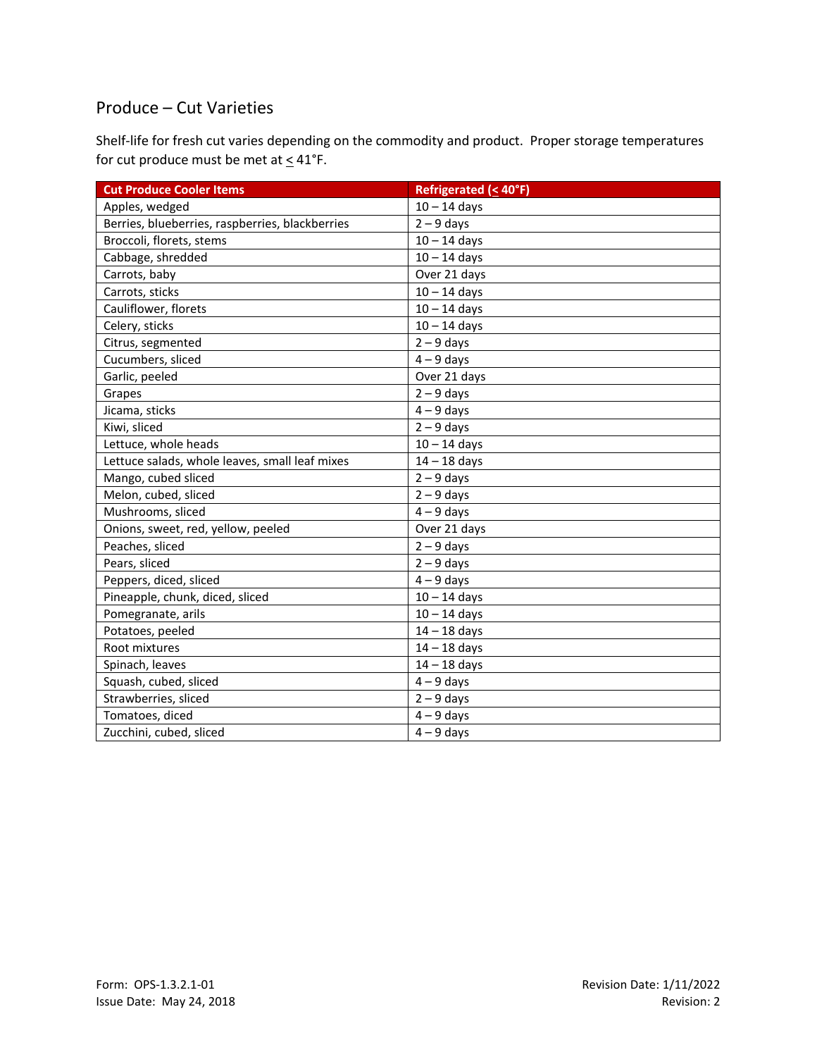## Produce – Cut Varieties

Shelf-life for fresh cut varies depending on the commodity and product. Proper storage temperatures for cut produce must be met at ≤ 41°F.

| Cut Produce Cooler Items | Refrigerated (≤ 40°F) |
|---|---|
| Apples, wedged | 10 – 14 days |
| Berries, blueberries, raspberries, blackberries | 2 – 9 days |
| Broccoli, florets, stems | 10 – 14 days |
| Cabbage, shredded | 10 – 14 days |
| Carrots, baby | Over 21 days |
| Carrots, sticks | 10 – 14 days |
| Cauliflower, florets | 10 – 14 days |
| Celery, sticks | 10 – 14 days |
| Citrus, segmented | 2 – 9 days |
| Cucumbers, sliced | 4 – 9 days |
| Garlic, peeled | Over 21 days |
| Grapes | 2 – 9 days |
| Jicama, sticks | 4 – 9 days |
| Kiwi, sliced | 2 – 9 days |
| Lettuce, whole heads | 10 – 14 days |
| Lettuce salads, whole leaves, small leaf mixes | 14 – 18 days |
| Mango, cubed sliced | 2 – 9 days |
| Melon, cubed, sliced | 2 – 9 days |
| Mushrooms, sliced | 4 – 9 days |
| Onions, sweet, red, yellow, peeled | Over 21 days |
| Peaches, sliced | 2 – 9 days |
| Pears, sliced | 2 – 9 days |
| Peppers, diced, sliced | 4 – 9 days |
| Pineapple, chunk, diced, sliced | 10 – 14 days |
| Pomegranate, arils | 10 – 14 days |
| Potatoes, peeled | 14 – 18 days |
| Root mixtures | 14 – 18 days |
| Spinach, leaves | 14 – 18 days |
| Squash, cubed, sliced | 4 – 9 days |
| Strawberries, sliced | 2 – 9 days |
| Tomatoes, diced | 4 – 9 days |
| Zucchini, cubed, sliced | 4 – 9 days |

Form: OPS-1.3.2.1-01
Issue Date: May 24, 2018

Revision Date: 1/11/2022
Revision: 2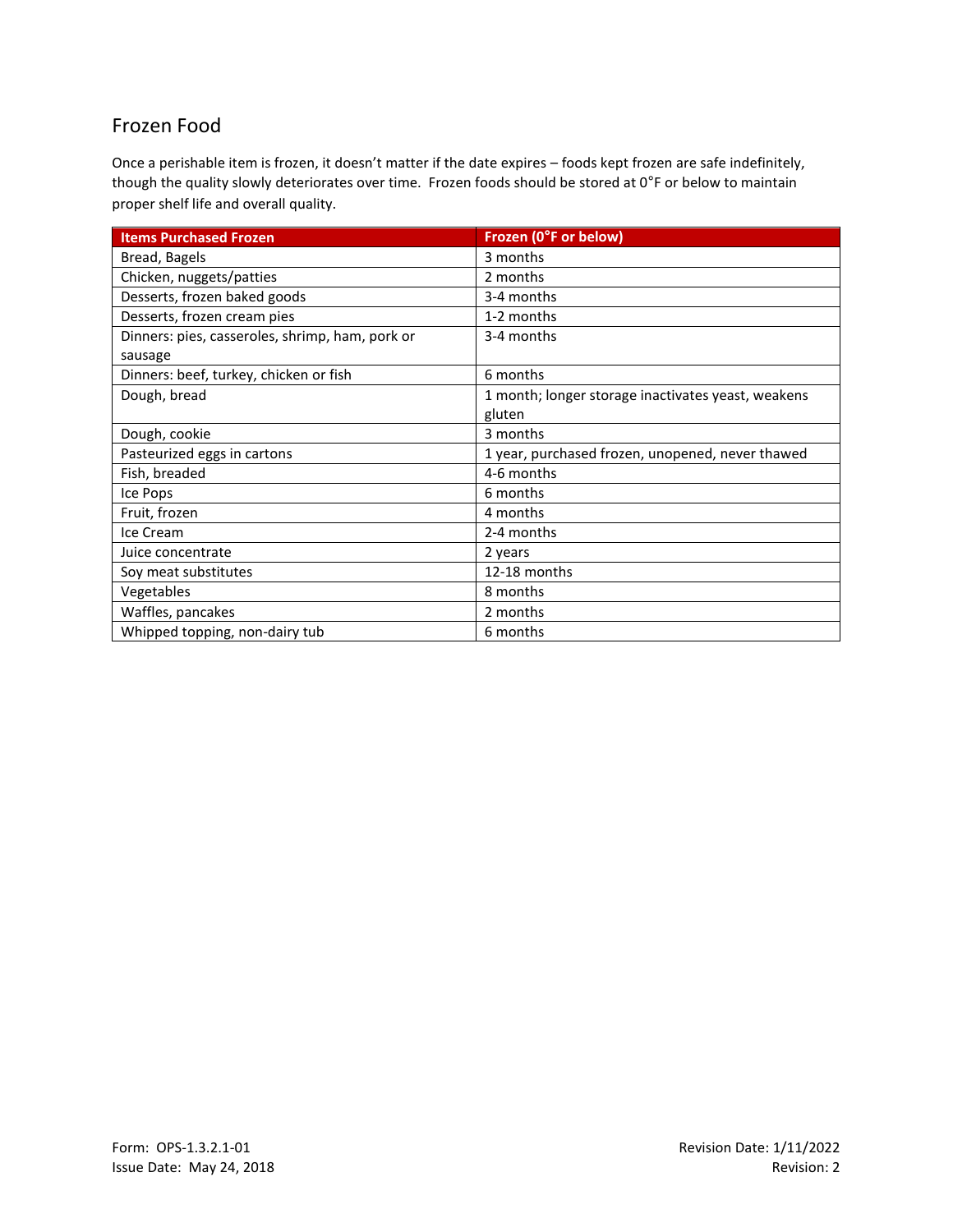## Frozen Food

Once a perishable item is frozen, it doesn't matter if the date expires – foods kept frozen are safe indefinitely, though the quality slowly deteriorates over time. Frozen foods should be stored at 0°F or below to maintain proper shelf life and overall quality.

| Items Purchased Frozen | Frozen (0°F or below) |
|---|---|
| Bread, Bagels | 3 months |
| Chicken, nuggets/patties | 2 months |
| Desserts, frozen baked goods | 3-4 months |
| Desserts, frozen cream pies | 1-2 months |
| Dinners: pies, casseroles, shrimp, ham, pork or sausage | 3-4 months |
| Dinners: beef, turkey, chicken or fish | 6 months |
| Dough, bread | 1 month; longer storage inactivates yeast, weakens gluten |
| Dough, cookie | 3 months |
| Pasteurized eggs in cartons | 1 year, purchased frozen, unopened, never thawed |
| Fish, breaded | 4-6 months |
| Ice Pops | 6 months |
| Fruit, frozen | 4 months |
| Ice Cream | 2-4 months |
| Juice concentrate | 2 years |
| Soy meat substitutes | 12-18 months |
| Vegetables | 8 months |
| Waffles, pancakes | 2 months |
| Whipped topping, non-dairy tub | 6 months |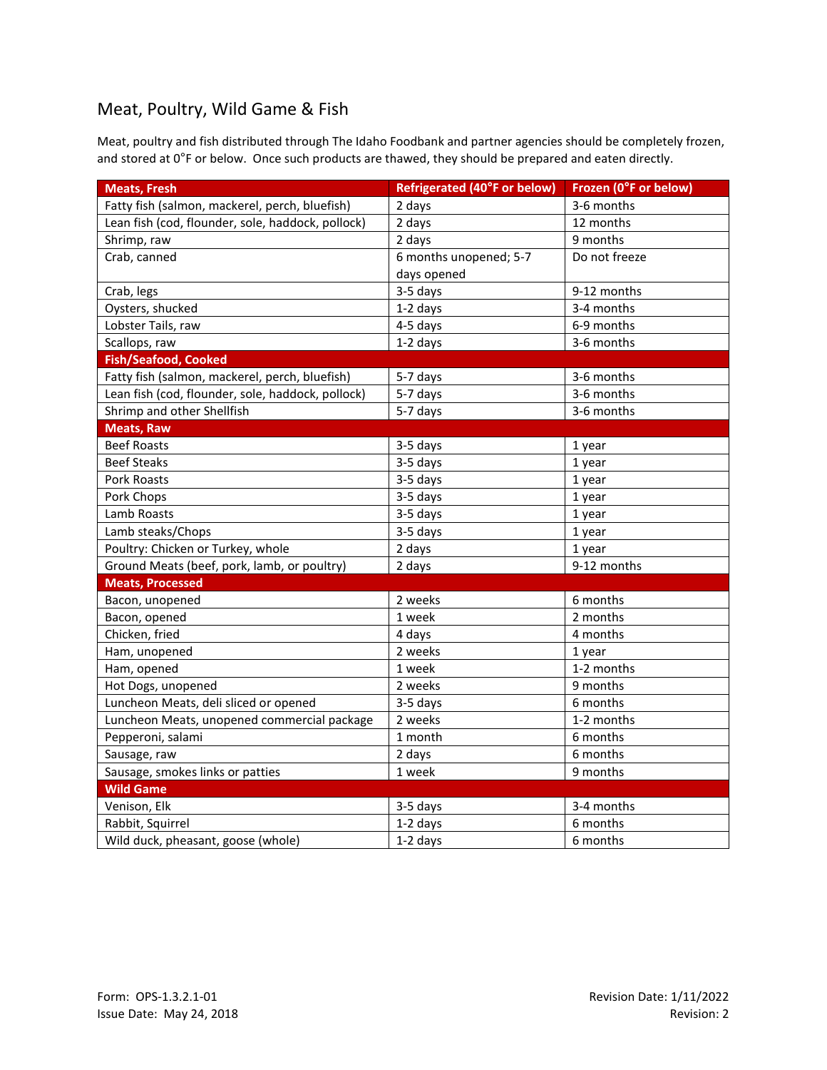## Meat, Poultry, Wild Game & Fish

Meat, poultry and fish distributed through The Idaho Foodbank and partner agencies should be completely frozen, and stored at 0°F or below. Once such products are thawed, they should be prepared and eaten directly.

| Meats, Fresh | Refrigerated (40°F or below) | Frozen (0°F or below) |
|---|---|---|
| Fatty fish (salmon, mackerel, perch, bluefish) | 2 days | 3-6 months |
| Lean fish (cod, flounder, sole, haddock, pollock) | 2 days | 12 months |
| Shrimp, raw | 2 days | 9 months |
| Crab, canned | 6 months unopened; 5-7 days opened | Do not freeze |
| Crab, legs | 3-5 days | 9-12 months |
| Oysters, shucked | 1-2 days | 3-4 months |
| Lobster Tails, raw | 4-5 days | 6-9 months |
| Scallops, raw | 1-2 days | 3-6 months |
| **Fish/Seafood, Cooked** | | |
| Fatty fish (salmon, mackerel, perch, bluefish) | 5-7 days | 3-6 months |
| Lean fish (cod, flounder, sole, haddock, pollock) | 5-7 days | 3-6 months |
| Shrimp and other Shellfish | 5-7 days | 3-6 months |
| **Meats, Raw** | | |
| Beef Roasts | 3-5 days | 1 year |
| Beef Steaks | 3-5 days | 1 year |
| Pork Roasts | 3-5 days | 1 year |
| Pork Chops | 3-5 days | 1 year |
| Lamb Roasts | 3-5 days | 1 year |
| Lamb steaks/Chops | 3-5 days | 1 year |
| Poultry: Chicken or Turkey, whole | 2 days | 1 year |
| Ground Meats (beef, pork, lamb, or poultry) | 2 days | 9-12 months |
| **Meats, Processed** | | |
| Bacon, unopened | 2 weeks | 6 months |
| Bacon, opened | 1 week | 2 months |
| Chicken, fried | 4 days | 4 months |
| Ham, unopened | 2 weeks | 1 year |
| Ham, opened | 1 week | 1-2 months |
| Hot Dogs, unopened | 2 weeks | 9 months |
| Luncheon Meats, deli sliced or opened | 3-5 days | 6 months |
| Luncheon Meats, unopened commercial package | 2 weeks | 1-2 months |
| Pepperoni, salami | 1 month | 6 months |
| Sausage, raw | 2 days | 6 months |
| Sausage, smokes links or patties | 1 week | 9 months |
| **Wild Game** | | |
| Venison, Elk | 3-5 days | 3-4 months |
| Rabbit, Squirrel | 1-2 days | 6 months |
| Wild duck, pheasant, goose (whole) | 1-2 days | 6 months |

Form: OPS-1.3.2.1-01
Issue Date: May 24, 2018

Revision Date: 1/11/2022
Revision: 2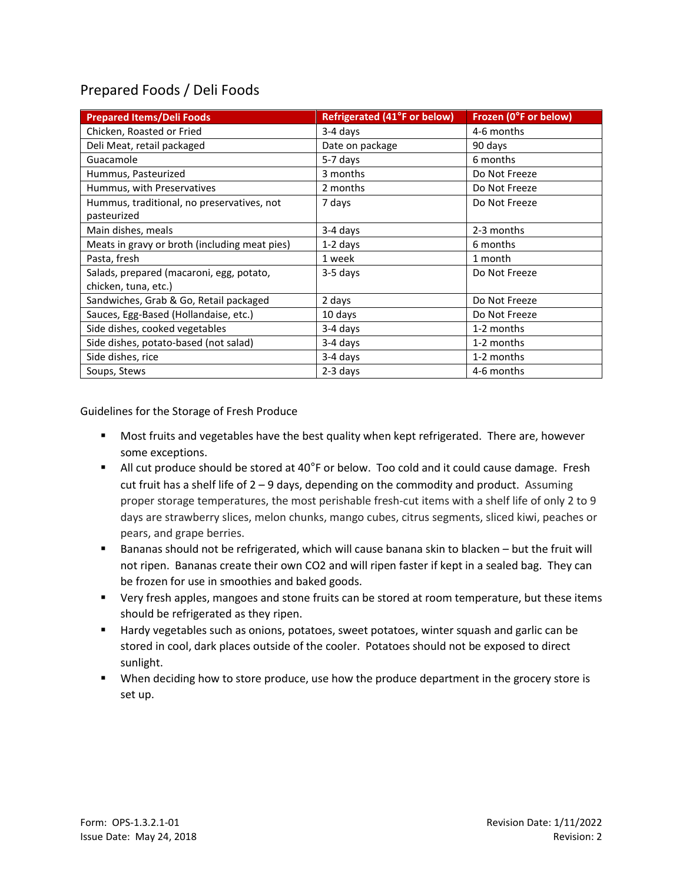## Prepared Foods / Deli Foods

| Prepared Items/Deli Foods | Refrigerated (41°F or below) | Frozen (0°F or below) |
|---|---|---|
| Chicken, Roasted or Fried | 3-4 days | 4-6 months |
| Deli Meat, retail packaged | Date on package | 90 days |
| Guacamole | 5-7 days | 6 months |
| Hummus, Pasteurized | 3 months | Do Not Freeze |
| Hummus, with Preservatives | 2 months | Do Not Freeze |
| Hummus, traditional, no preservatives, not pasteurized | 7 days | Do Not Freeze |
| Main dishes, meals | 3-4 days | 2-3 months |
| Meats in gravy or broth (including meat pies) | 1-2 days | 6 months |
| Pasta, fresh | 1 week | 1 month |
| Salads, prepared (macaroni, egg, potato, chicken, tuna, etc.) | 3-5 days | Do Not Freeze |
| Sandwiches, Grab & Go, Retail packaged | 2 days | Do Not Freeze |
| Sauces, Egg-Based (Hollandaise, etc.) | 10 days | Do Not Freeze |
| Side dishes, cooked vegetables | 3-4 days | 1-2 months |
| Side dishes, potato-based (not salad) | 3-4 days | 1-2 months |
| Side dishes, rice | 3-4 days | 1-2 months |
| Soups, Stews | 2-3 days | 4-6 months |

Guidelines for the Storage of Fresh Produce

- Most fruits and vegetables have the best quality when kept refrigerated. There are, however some exceptions.
- All cut produce should be stored at 40°F or below. Too cold and it could cause damage. Fresh cut fruit has a shelf life of 2 – 9 days, depending on the commodity and product. Assuming proper storage temperatures, the most perishable fresh-cut items with a shelf life of only 2 to 9 days are strawberry slices, melon chunks, mango cubes, citrus segments, sliced kiwi, peaches or pears, and grape berries.
- Bananas should not be refrigerated, which will cause banana skin to blacken – but the fruit will not ripen. Bananas create their own $CO_2$ and will ripen faster if kept in a sealed bag. They can be frozen for use in smoothies and baked goods.
- Very fresh apples, mangoes and stone fruits can be stored at room temperature, but these items should be refrigerated as they ripen.
- Hardy vegetables such as onions, potatoes, sweet potatoes, winter squash and garlic can be stored in cool, dark places outside of the cooler. Potatoes should not be exposed to direct sunlight.
- When deciding how to store produce, use how the produce department in the grocery store is set up.

Form: OPS-1.3.2.1-01
Issue Date: May 24, 2018
Revision Date: 1/11/2022
Revision: 2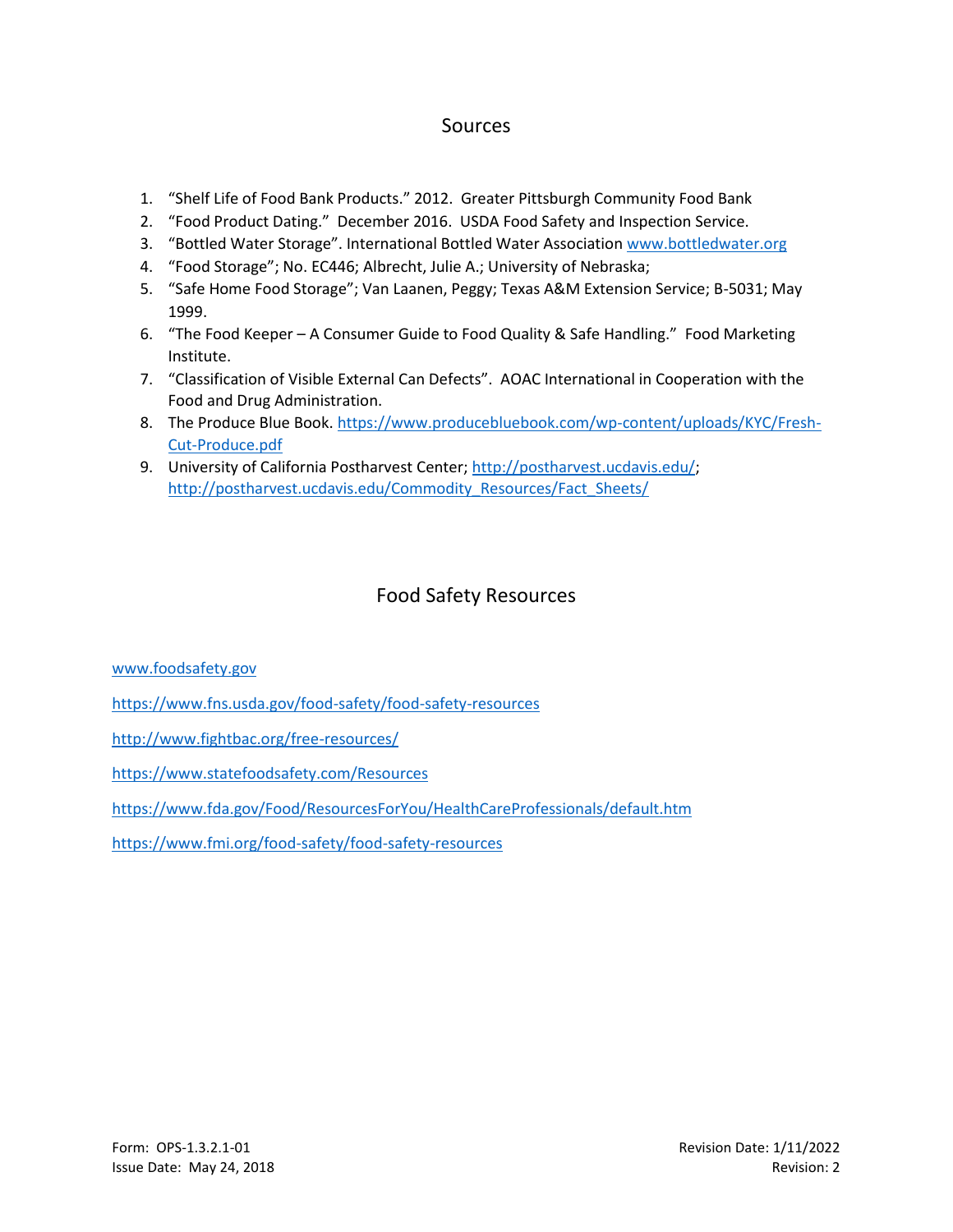## Sources

1. "Shelf Life of Food Bank Products." 2012. Greater Pittsburgh Community Food Bank
2. "Food Product Dating." December 2016. USDA Food Safety and Inspection Service.
3. "Bottled Water Storage". International Bottled Water Association www.bottledwater.org
4. "Food Storage"; No. EC446; Albrecht, Julie A.; University of Nebraska;
5. "Safe Home Food Storage"; Van Laanen, Peggy; Texas A&M Extension Service; B-5031; May 1999.
6. "The Food Keeper – A Consumer Guide to Food Quality & Safe Handling." Food Marketing Institute.
7. "Classification of Visible External Can Defects". AOAC International in Cooperation with the Food and Drug Administration.
8. The Produce Blue Book. https://www.producebluebook.com/wp-content/uploads/KYC/Fresh-Cut-Produce.pdf
9. University of California Postharvest Center; http://postharvest.ucdavis.edu/; http://postharvest.ucdavis.edu/Commodity_Resources/Fact_Sheets/

## Food Safety Resources

www.foodsafety.gov

https://www.fns.usda.gov/food-safety/food-safety-resources

http://www.fightbac.org/free-resources/

https://www.statefoodsafety.com/Resources

https://www.fda.gov/Food/ResourcesForYou/HealthCareProfessionals/default.htm

https://www.fmi.org/food-safety/food-safety-resources

Form: OPS-1.3.2.1-01
Issue Date: May 24, 2018

Revision Date: 1/11/2022
Revision: 2